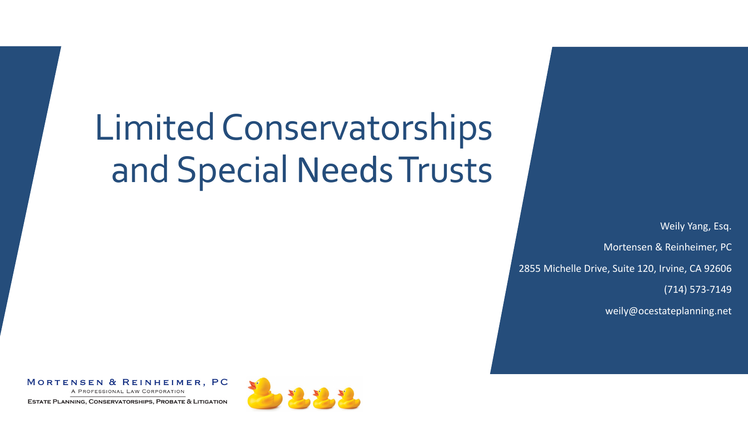# Limited Conservatorships and Special Needs Trusts

Weily Yang, Esq.

Mortensen & Reinheimer, PC

2855 Michelle Drive, Suite 120, Irvine, CA 92606

(714) 573-7149

weily@ocestateplanning.net

MORTENSEN & REINHEIMER, PC
A PROFESSIONAL LAW CORPORATION
ESTATE PLANNING, CONSERVATORSHIPS, PROBATE & LITIGATION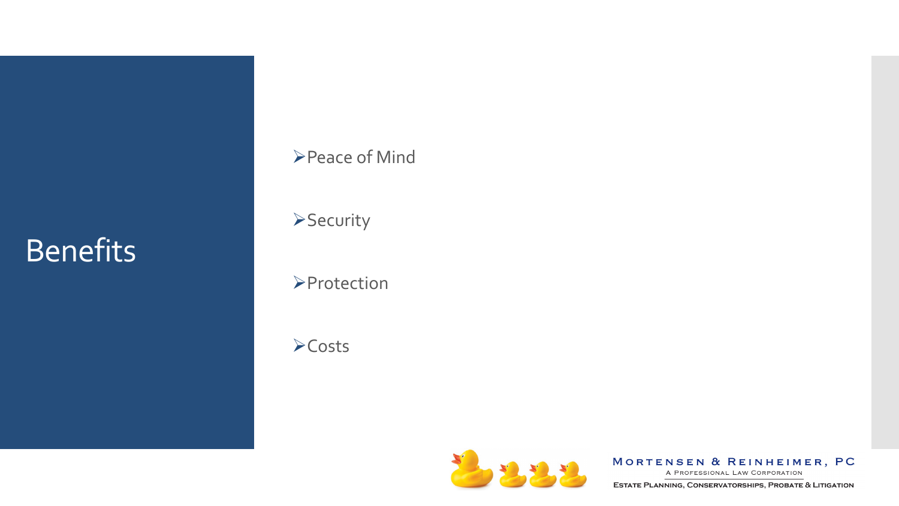# Benefits

- Peace of Mind
- Security
- Protection
- Costs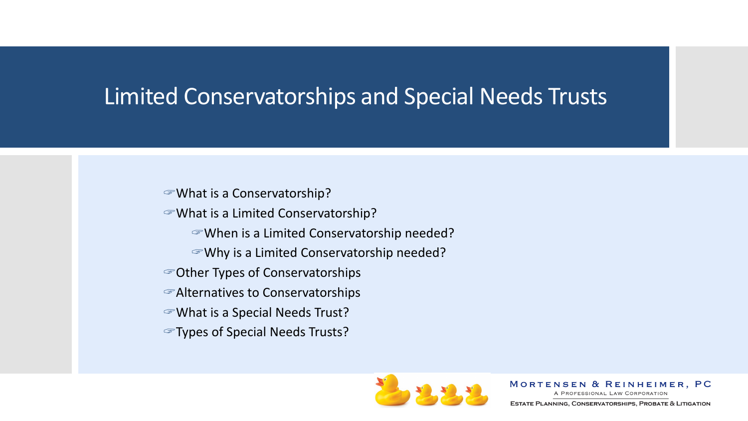# Limited Conservatorships and Special Needs Trusts

- ☞What is a Conservatorship?
- ☞What is a Limited Conservatorship?
  - ☞When is a Limited Conservatorship needed?
  - ☞Why is a Limited Conservatorship needed?
- ☞Other Types of Conservatorships
- ☞Alternatives to Conservatorships
- ☞What is a Special Needs Trust?
- ☞Types of Special Needs Trusts?

MORTENSEN & REINHEIMER, PC
A PROFESSIONAL LAW CORPORATION
ESTATE PLANNING, CONSERVATORSHIPS, PROBATE & LITIGATION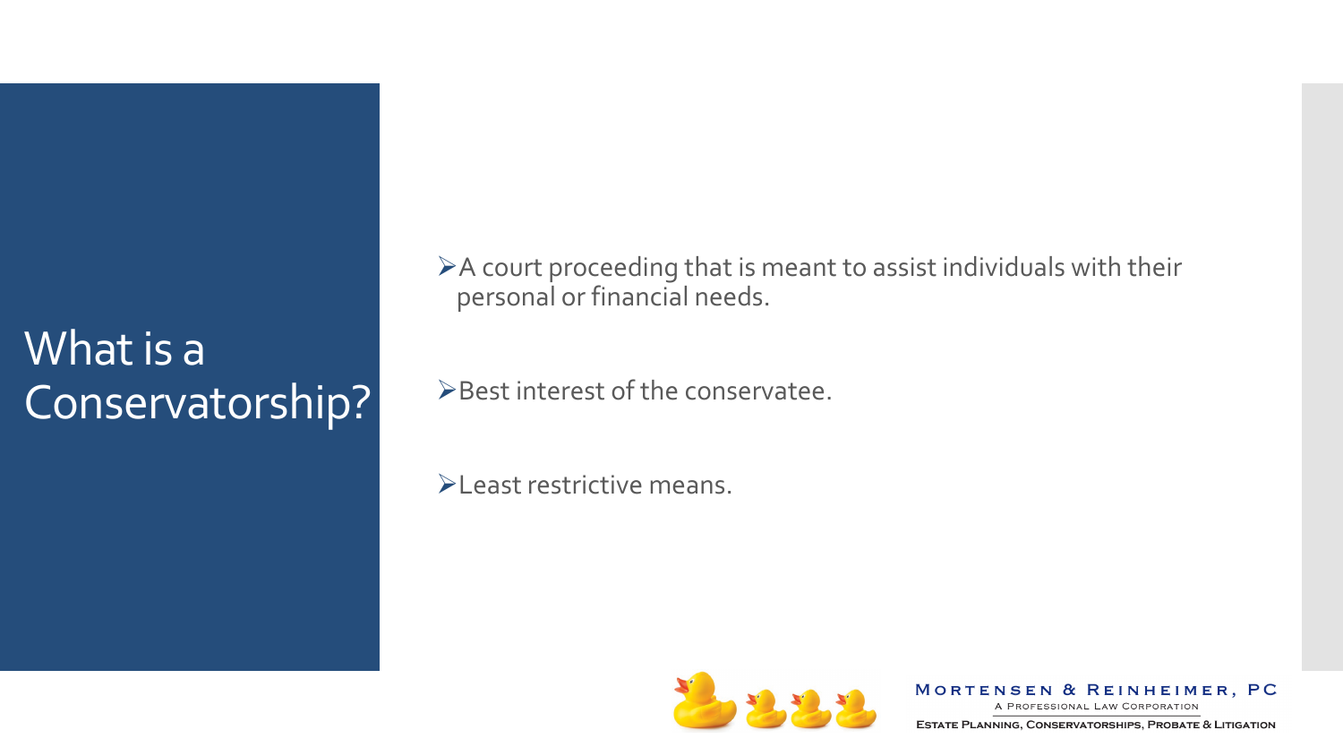# What is a Conservatorship?

- A court proceeding that is meant to assist individuals with their personal or financial needs.
- Best interest of the conservatee.
- Least restrictive means.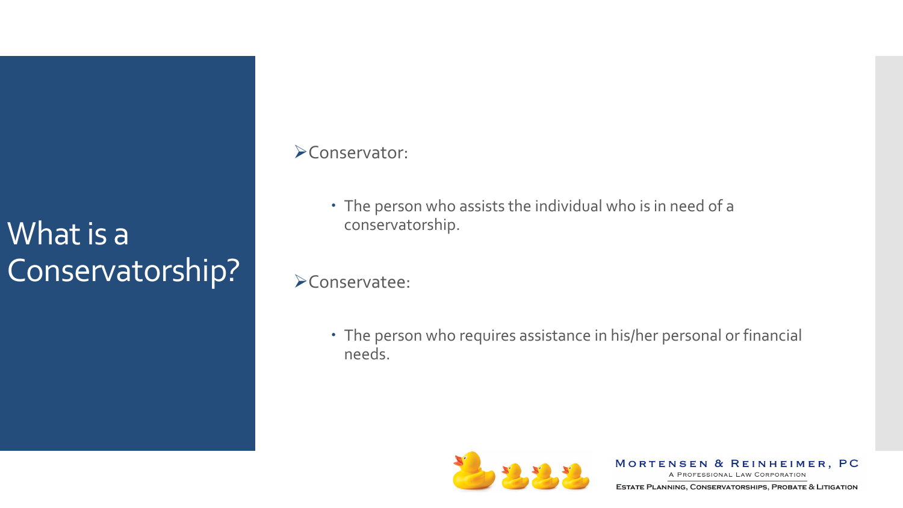# What is a Conservatorship?

- Conservator:
  - The person who assists the individual who is in need of a conservatorship.
- Conservatee:
  - The person who requires assistance in his/her personal or financial needs.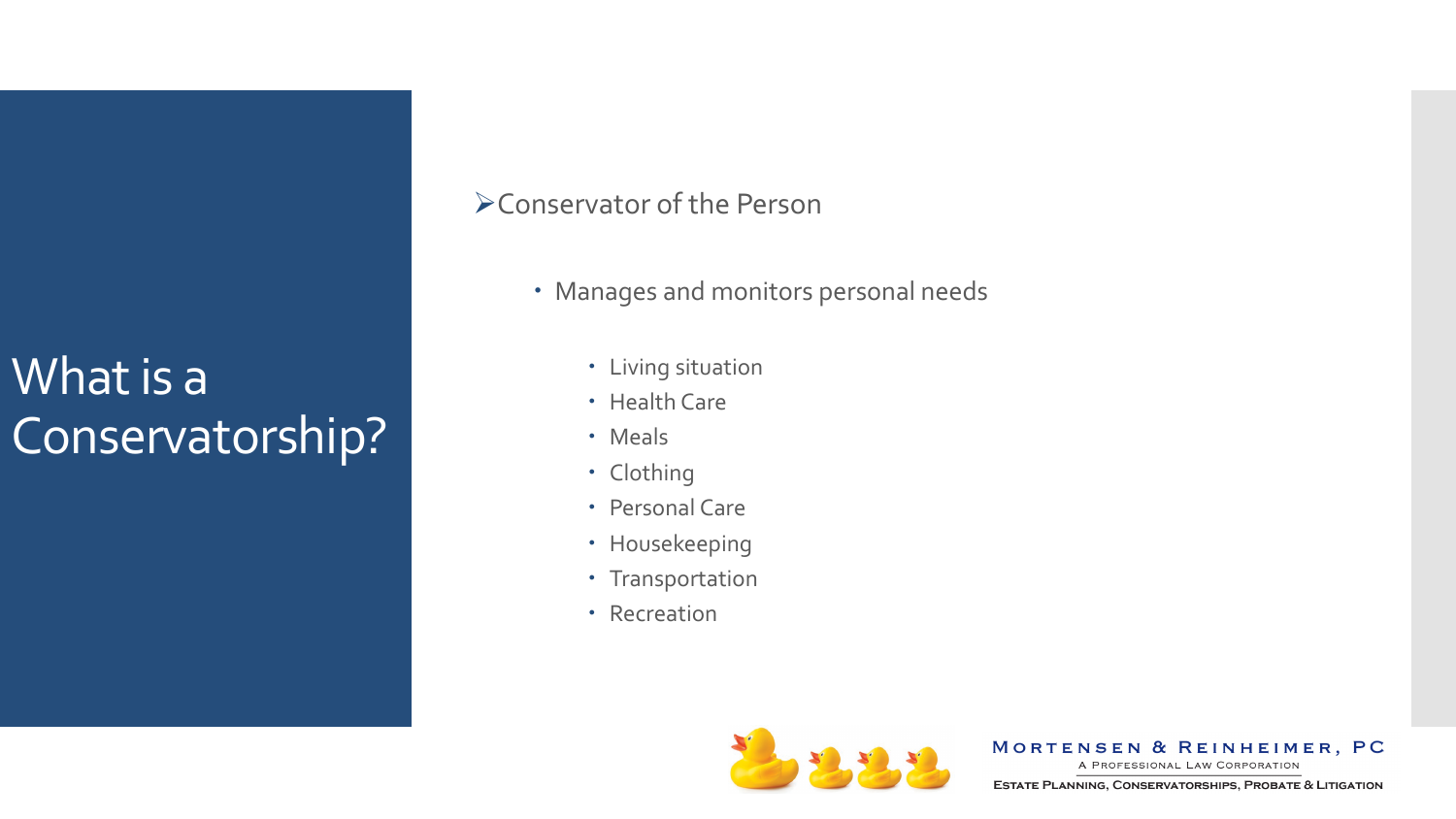# What is a Conservatorship?

- Conservator of the Person
  - Manages and monitors personal needs
    - Living situation
    - Health Care
    - Meals
    - Clothing
    - Personal Care
    - Housekeeping
    - Transportation
    - Recreation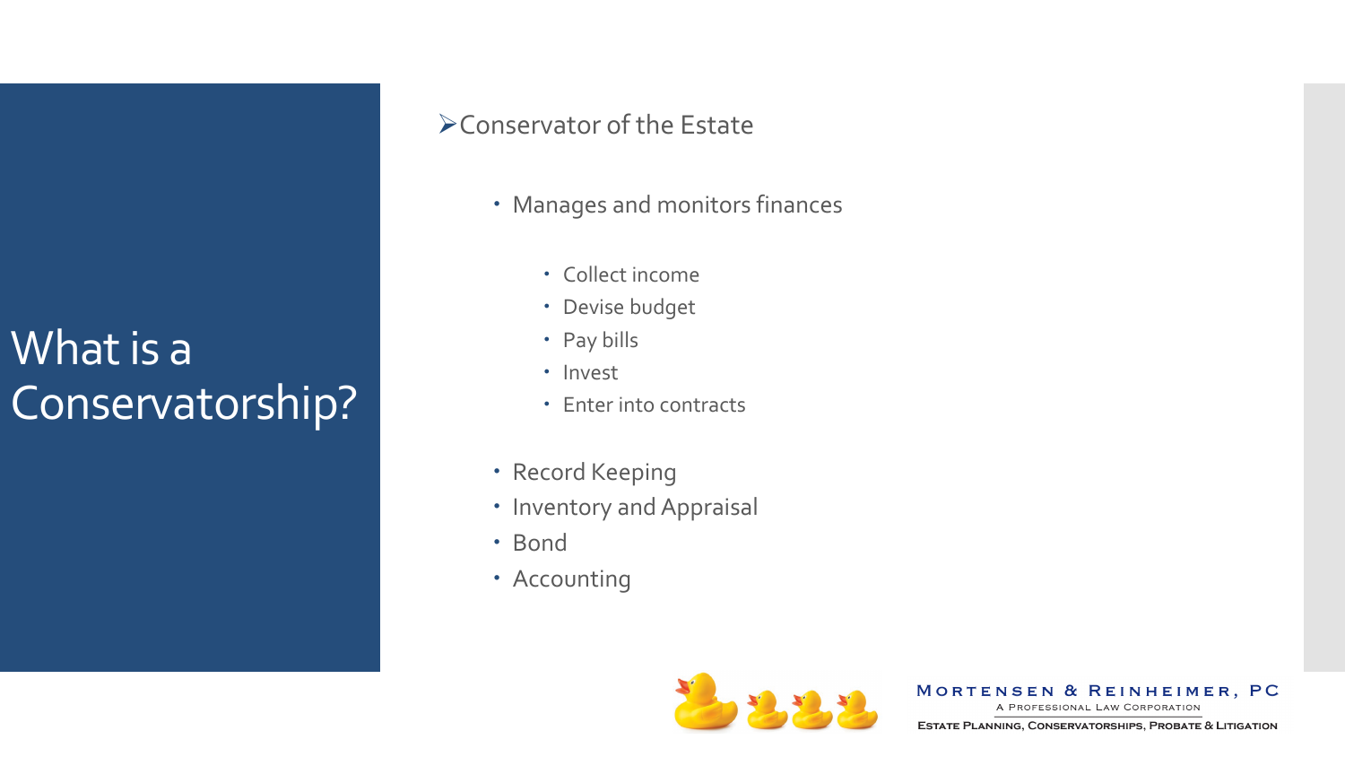# What is a Conservatorship?

- Conservator of the Estate
  - Manages and monitors finances
    - Collect income
    - Devise budget
    - Pay bills
    - Invest
    - Enter into contracts
  - Record Keeping
  - Inventory and Appraisal
  - Bond
  - Accounting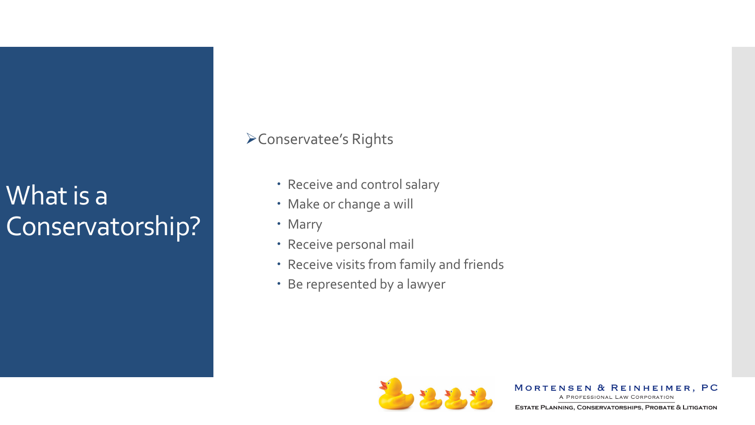# What is a Conservatorship?

➢Conservatee's Rights

- Receive and control salary
- Make or change a will
- Marry
- Receive personal mail
- Receive visits from family and friends
- Be represented by a lawyer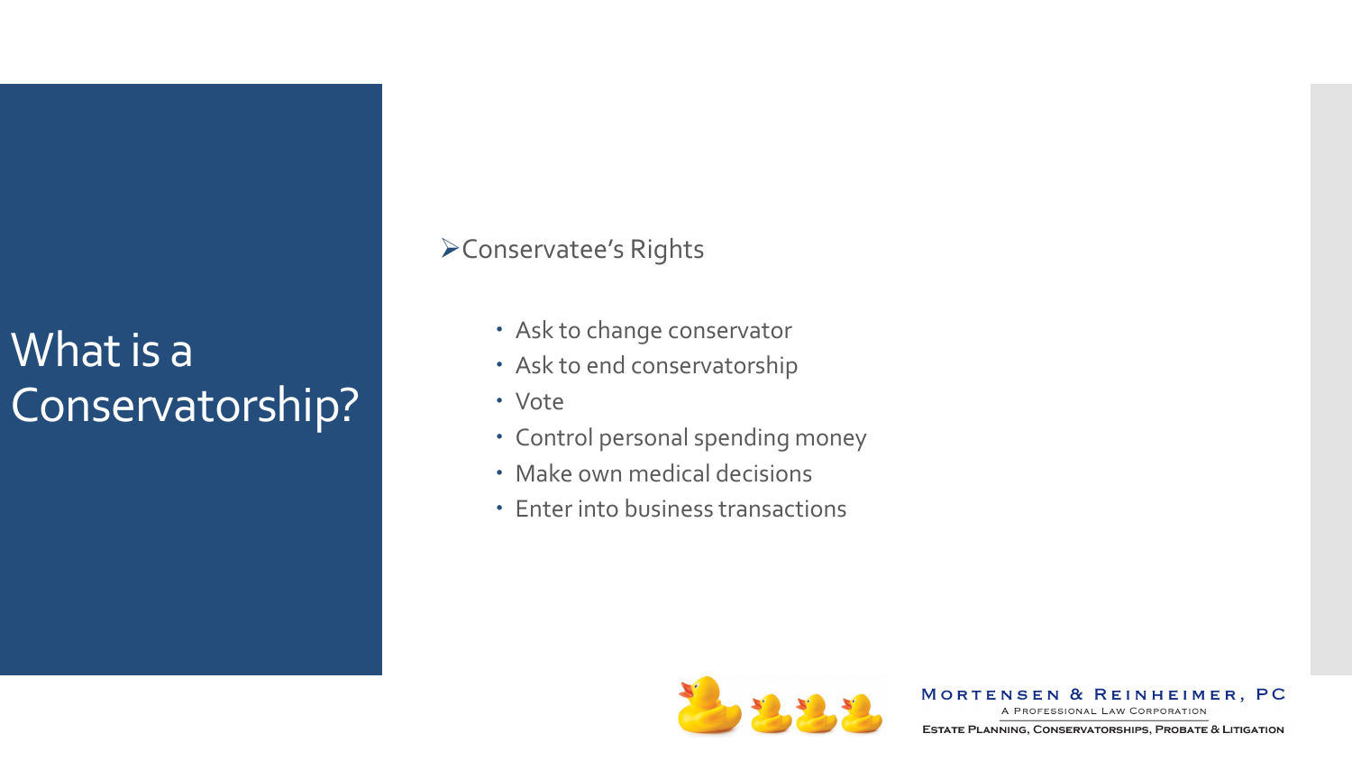# What is a Conservatorship?

- Conservatee's Rights
  - Ask to change conservator
  - Ask to end conservatorship
  - Vote
  - Control personal spending money
  - Make own medical decisions
  - Enter into business transactions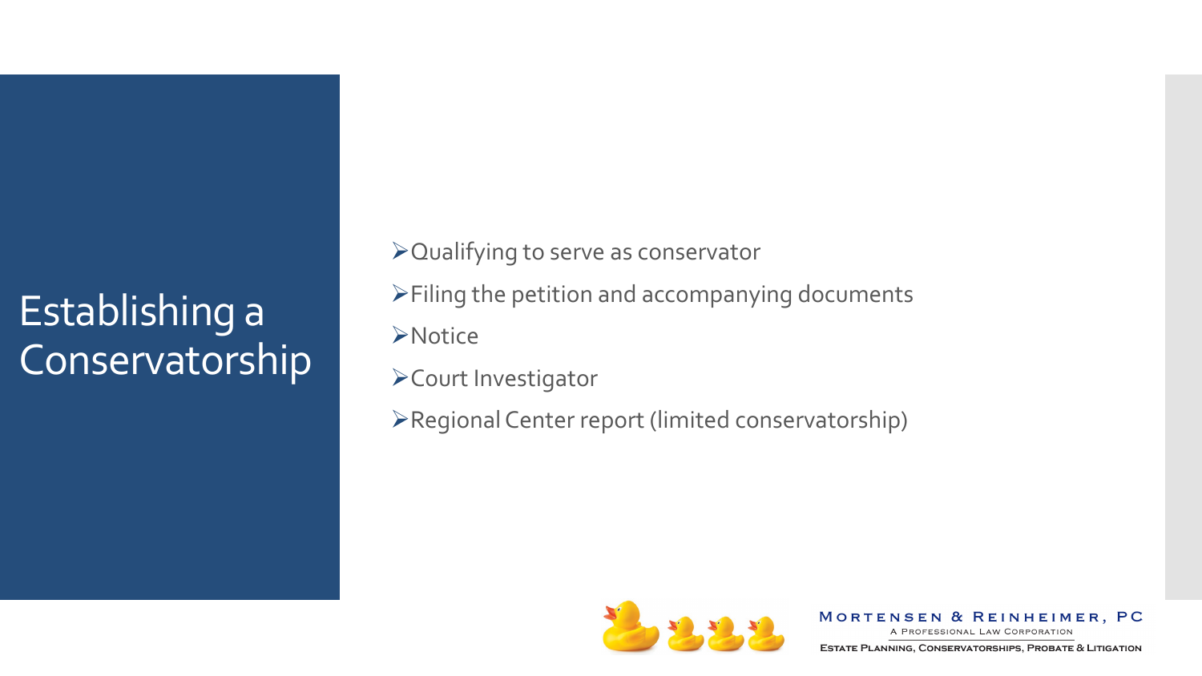# Establishing a Conservatorship

- Qualifying to serve as conservator
- Filing the petition and accompanying documents
- Notice
- Court Investigator
- Regional Center report (limited conservatorship)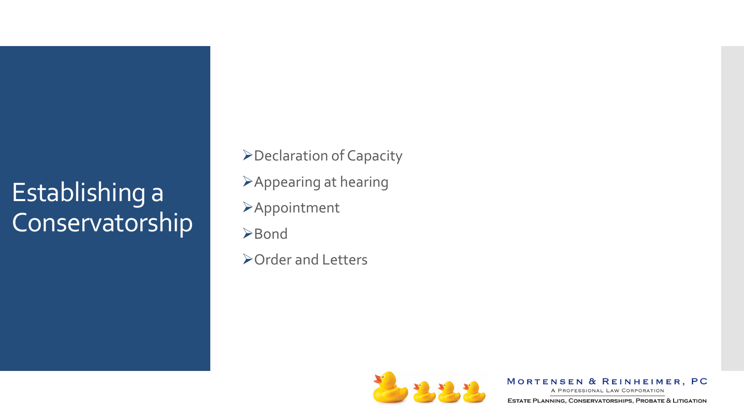# Establishing a Conservatorship

- Declaration of Capacity
- Appearing at hearing
- Appointment
- Bond
- Order and Letters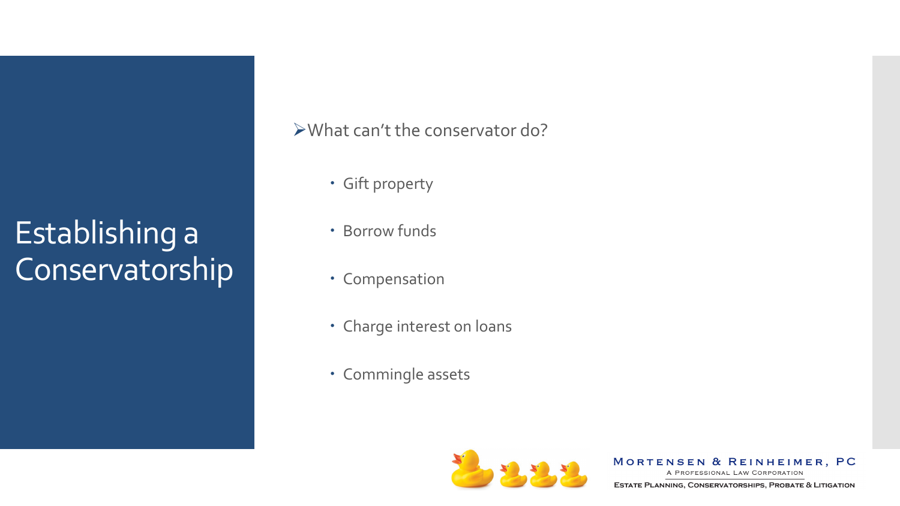# Establishing a Conservatorship

- What can't the conservator do?
  - Gift property
  - Borrow funds
  - Compensation
  - Charge interest on loans
  - Commingle assets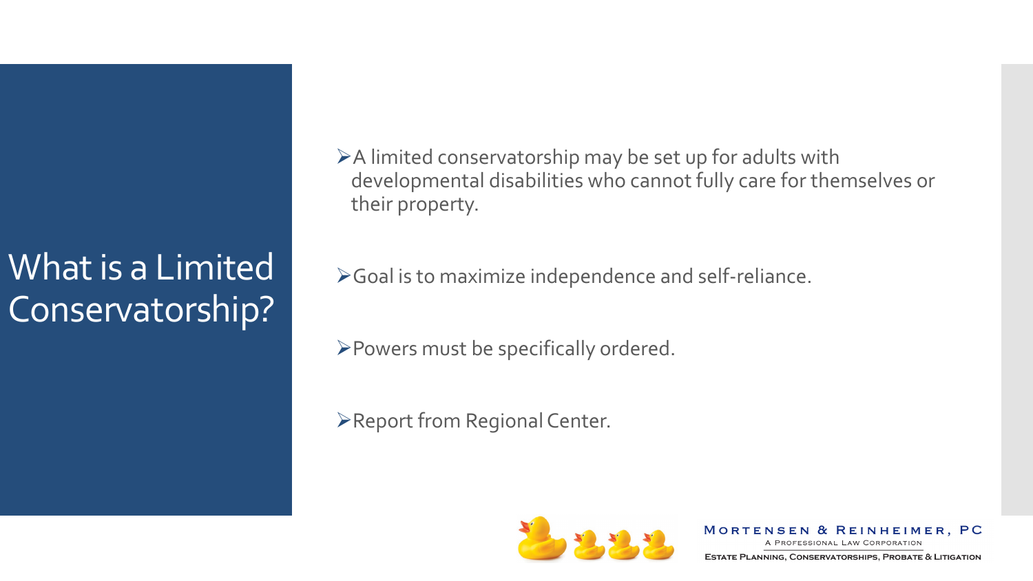# What is a Limited Conservatorship?

- A limited conservatorship may be set up for adults with developmental disabilities who cannot fully care for themselves or their property.
- Goal is to maximize independence and self-reliance.
- Powers must be specifically ordered.
- Report from Regional Center.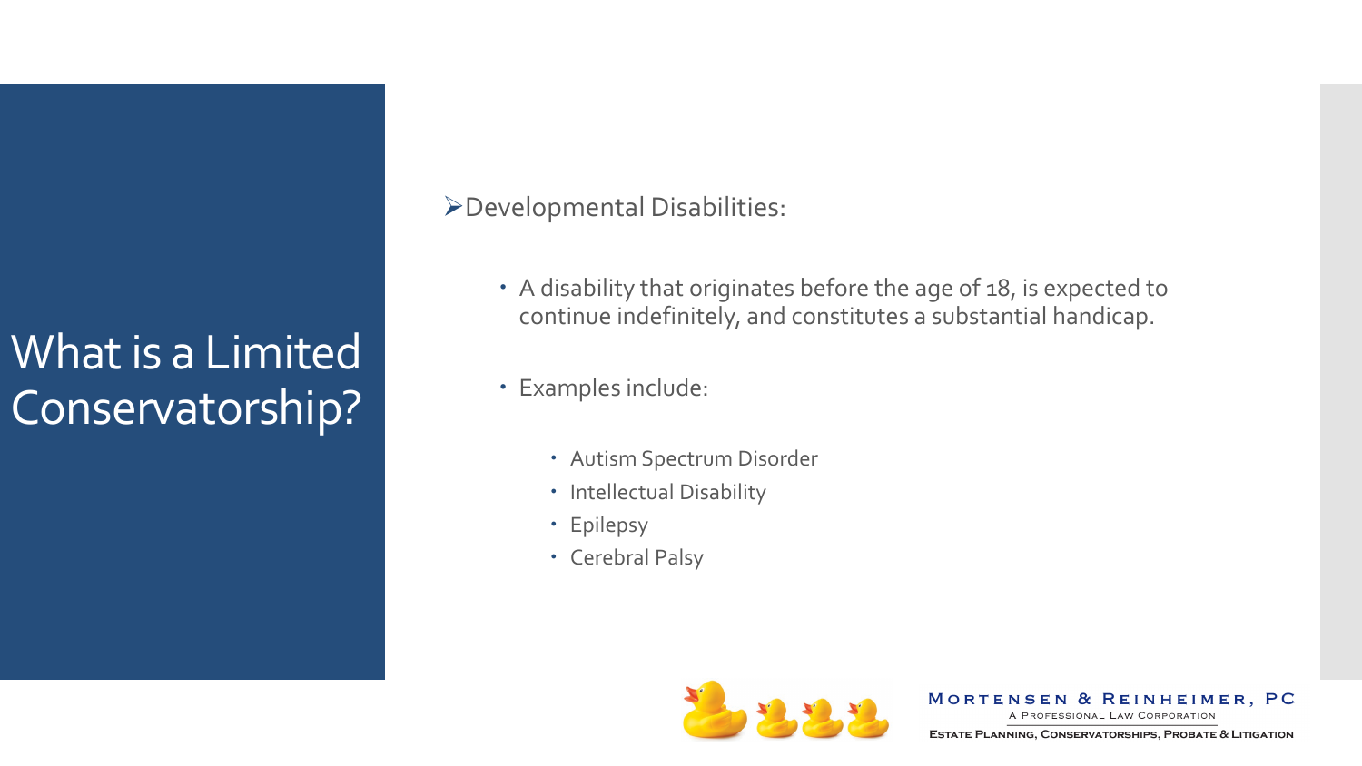# What is a Limited Conservatorship?

- Developmental Disabilities:
  - A disability that originates before the age of 18, is expected to continue indefinitely, and constitutes a substantial handicap.
  - Examples include:
    - Autism Spectrum Disorder
    - Intellectual Disability
    - Epilepsy
    - Cerebral Palsy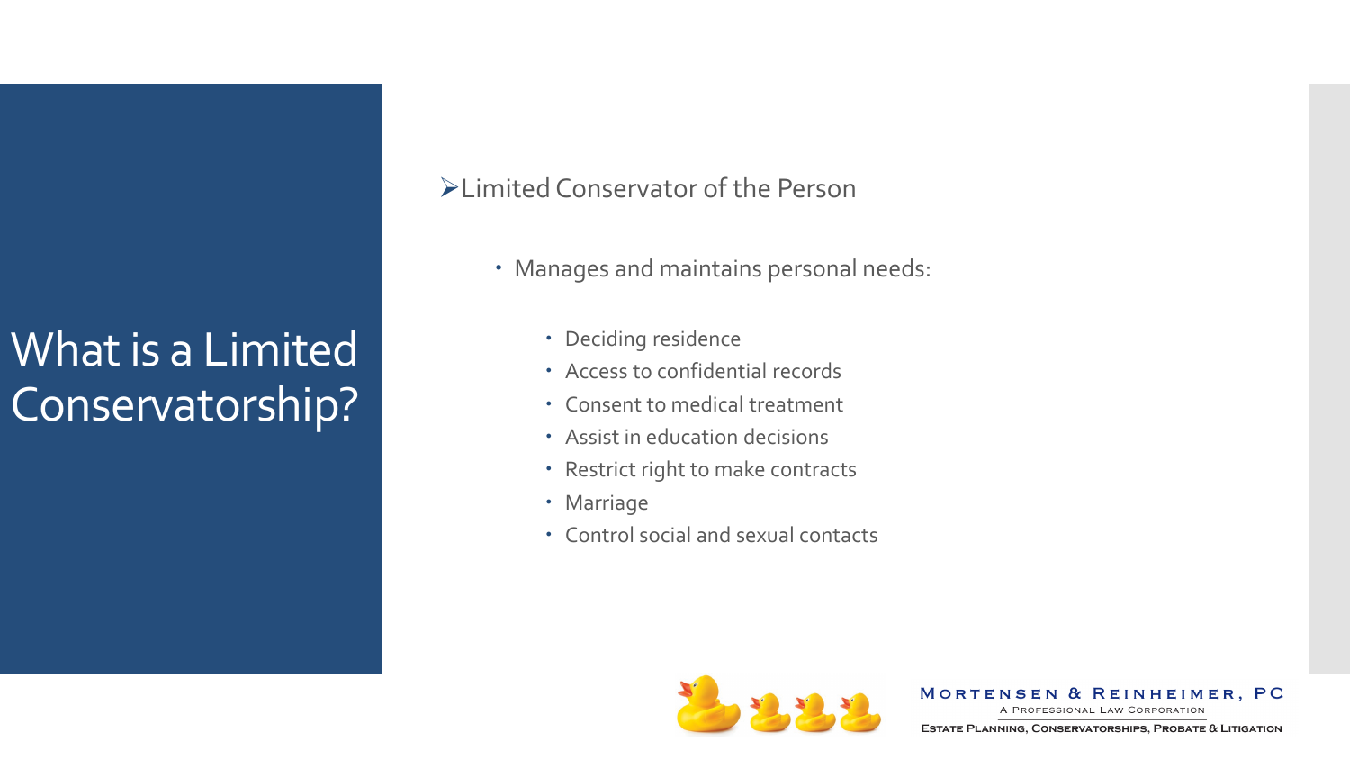# What is a Limited Conservatorship?

- Limited Conservator of the Person
  - Manages and maintains personal needs:
    - Deciding residence
    - Access to confidential records
    - Consent to medical treatment
    - Assist in education decisions
    - Restrict right to make contracts
    - Marriage
    - Control social and sexual contacts

Mortensen & Reinheimer, PC
A Professional Law Corporation
Estate Planning, Conservatorships, Probate & Litigation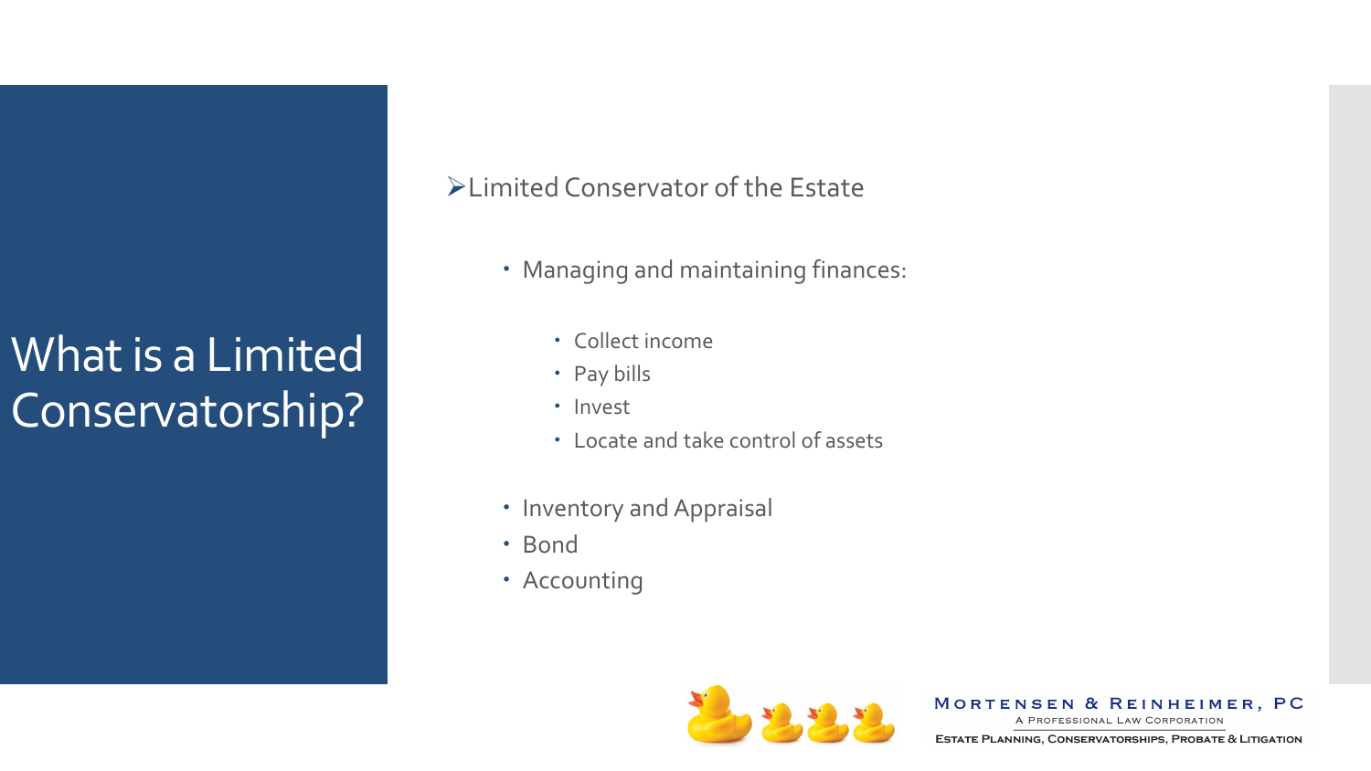# What is a Limited Conservatorship?

- Limited Conservator of the Estate
  - Managing and maintaining finances:
    - Collect income
    - Pay bills
    - Invest
    - Locate and take control of assets
  - Inventory and Appraisal
  - Bond
  - Accounting

Mortensen & Reinheimer, PC
A Professional Law Corporation
Estate Planning, Conservatorships, Probate & Litigation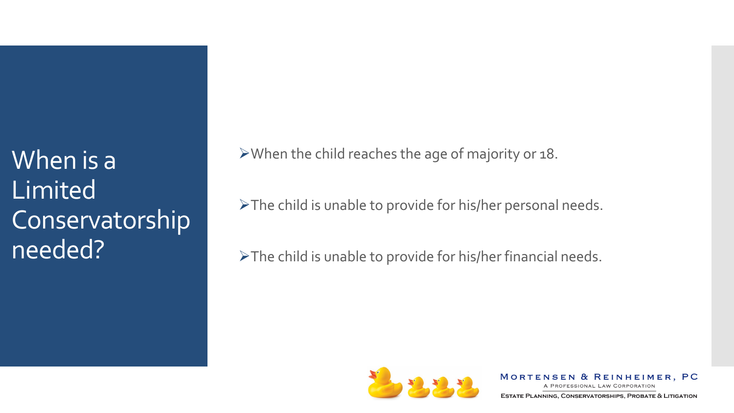# When is a Limited Conservatorship needed?

- When the child reaches the age of majority or 18.
- The child is unable to provide for his/her personal needs.
- The child is unable to provide for his/her financial needs.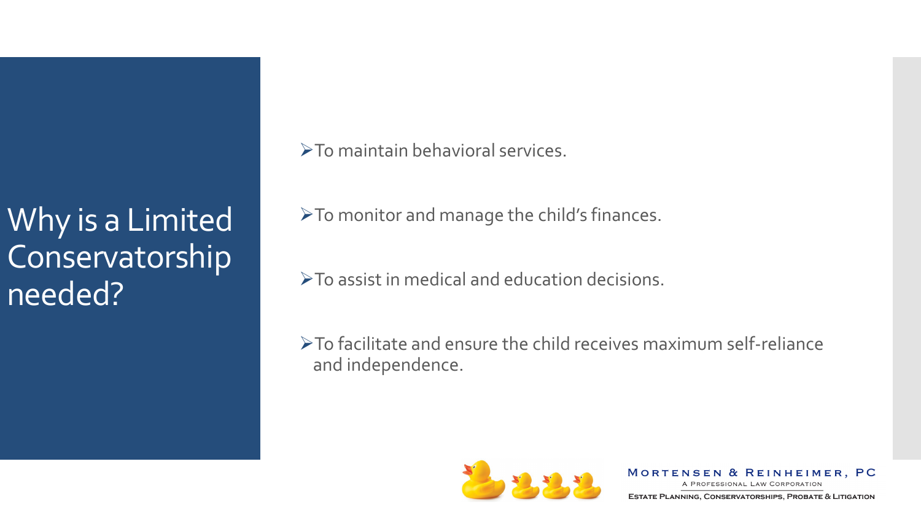# Why is a Limited Conservatorship needed?

- To maintain behavioral services.
- To monitor and manage the child's finances.
- To assist in medical and education decisions.
- To facilitate and ensure the child receives maximum self-reliance and independence.

MORTENSEN & REINHEIMER, PC
A PROFESSIONAL LAW CORPORATION
ESTATE PLANNING, CONSERVATORSHIPS, PROBATE & LITIGATION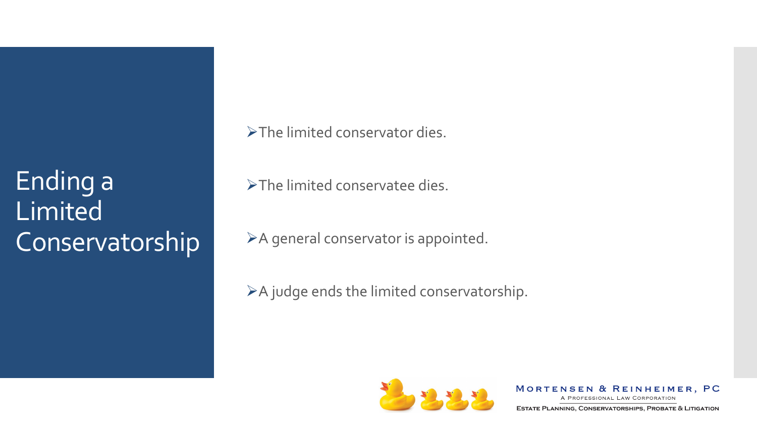# Ending a Limited Conservatorship

- The limited conservator dies.
- The limited conservatee dies.
- A general conservator is appointed.
- A judge ends the limited conservatorship.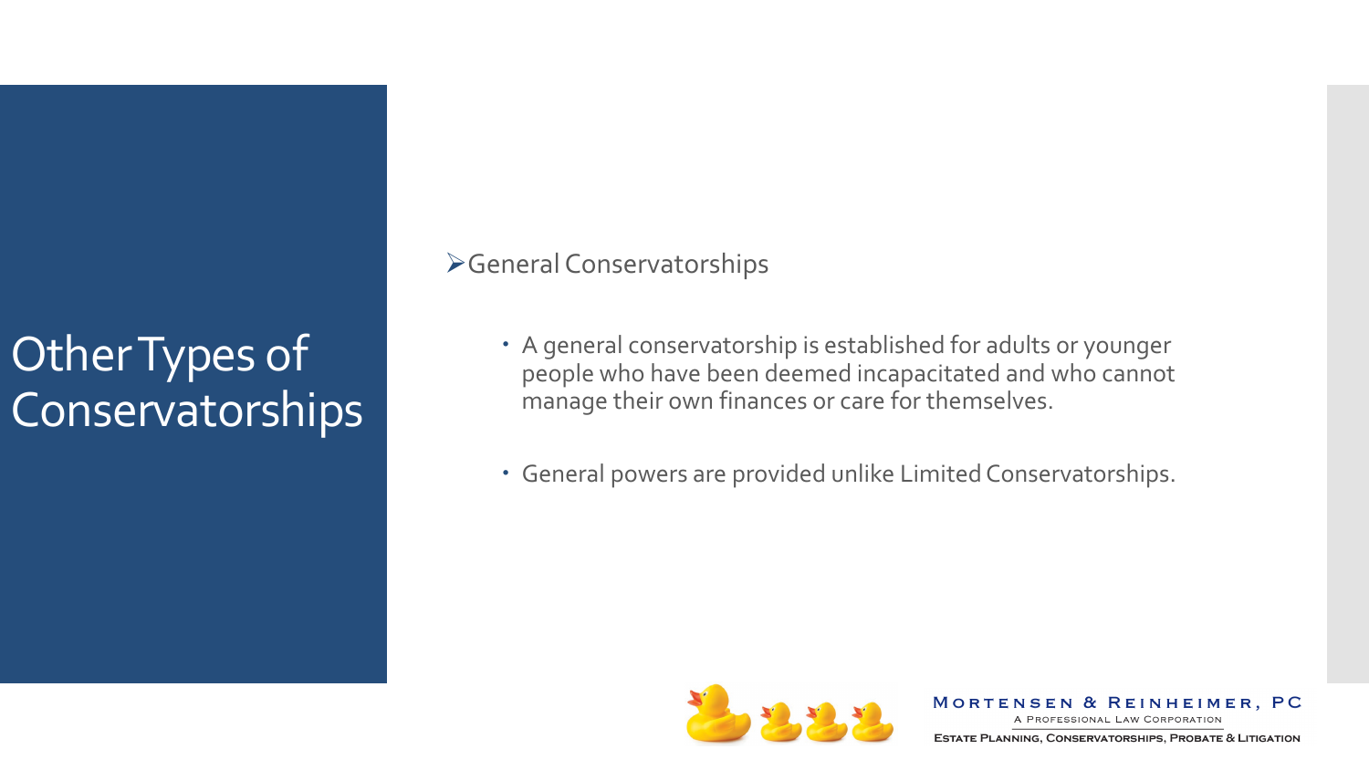# Other Types of Conservatorships

- General Conservatorships

  - A general conservatorship is established for adults or younger people who have been deemed incapacitated and who cannot manage their own finances or care for themselves.

  - General powers are provided unlike Limited Conservatorships.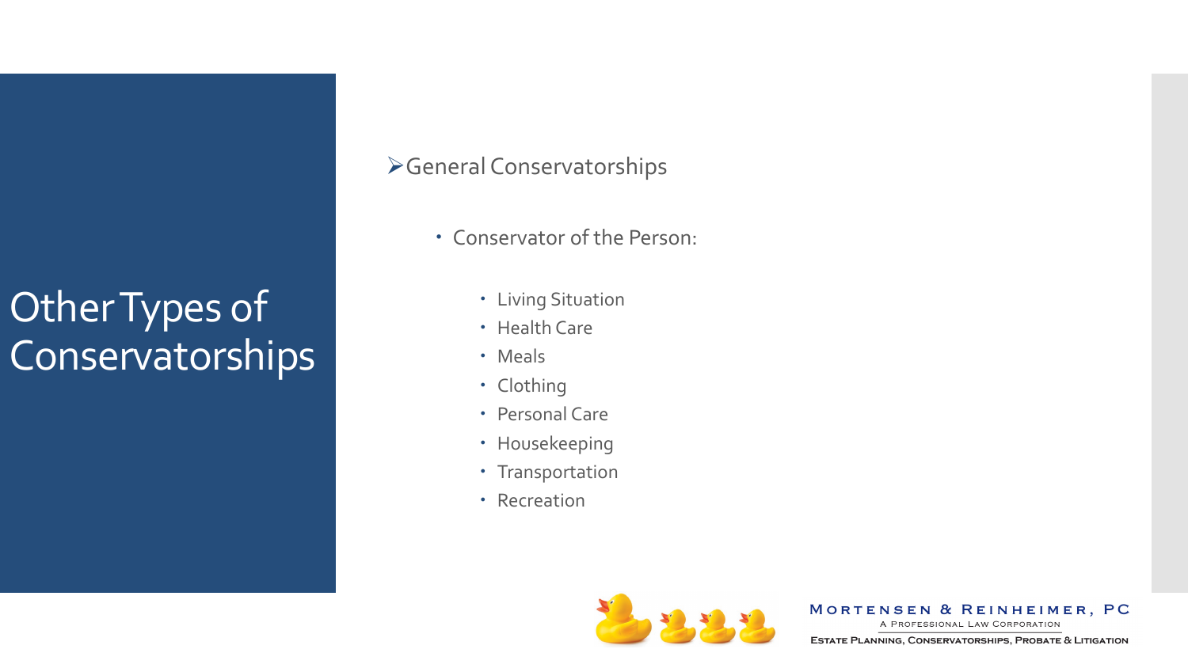# Other Types of Conservatorships

- General Conservatorships
  - Conservator of the Person:
    - Living Situation
    - Health Care
    - Meals
    - Clothing
    - Personal Care
    - Housekeeping
    - Transportation
    - Recreation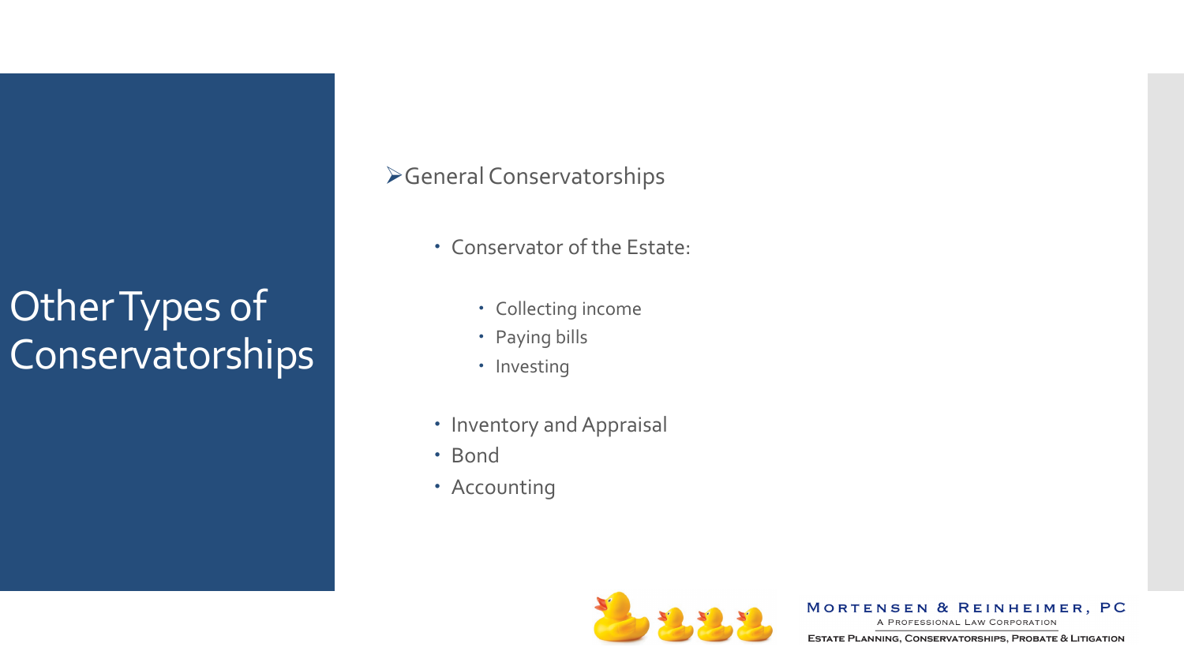# Other Types of Conservatorships

- General Conservatorships
  - Conservator of the Estate:
    - Collecting income
    - Paying bills
    - Investing
  - Inventory and Appraisal
  - Bond
  - Accounting

Mortensen & Reinheimer, PC
A Professional Law Corporation
Estate Planning, Conservatorships, Probate & Litigation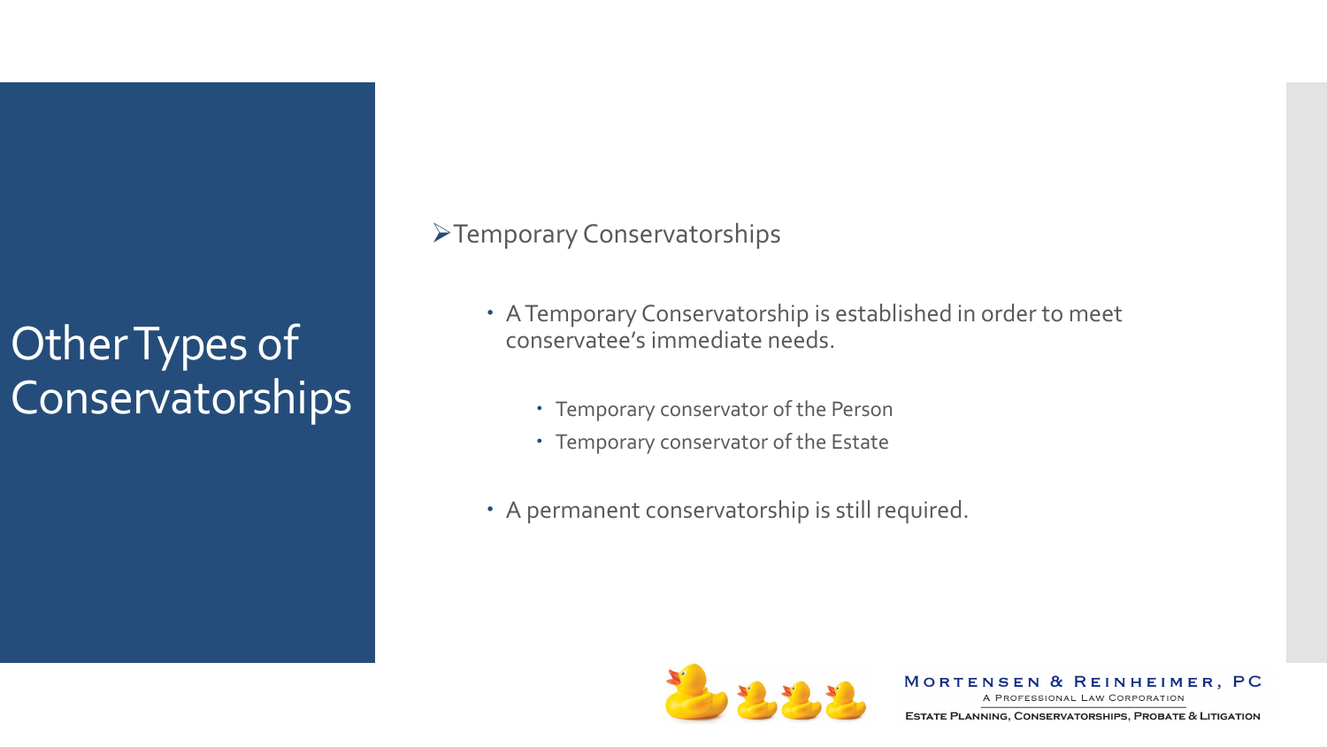# Other Types of Conservatorships

- Temporary Conservatorships
  - A Temporary Conservatorship is established in order to meet conservatee's immediate needs.
    - Temporary conservator of the Person
    - Temporary conservator of the Estate
  - A permanent conservatorship is still required.

Mortensen & Reinheimer, PC
A Professional Law Corporation
Estate Planning, Conservatorships, Probate & Litigation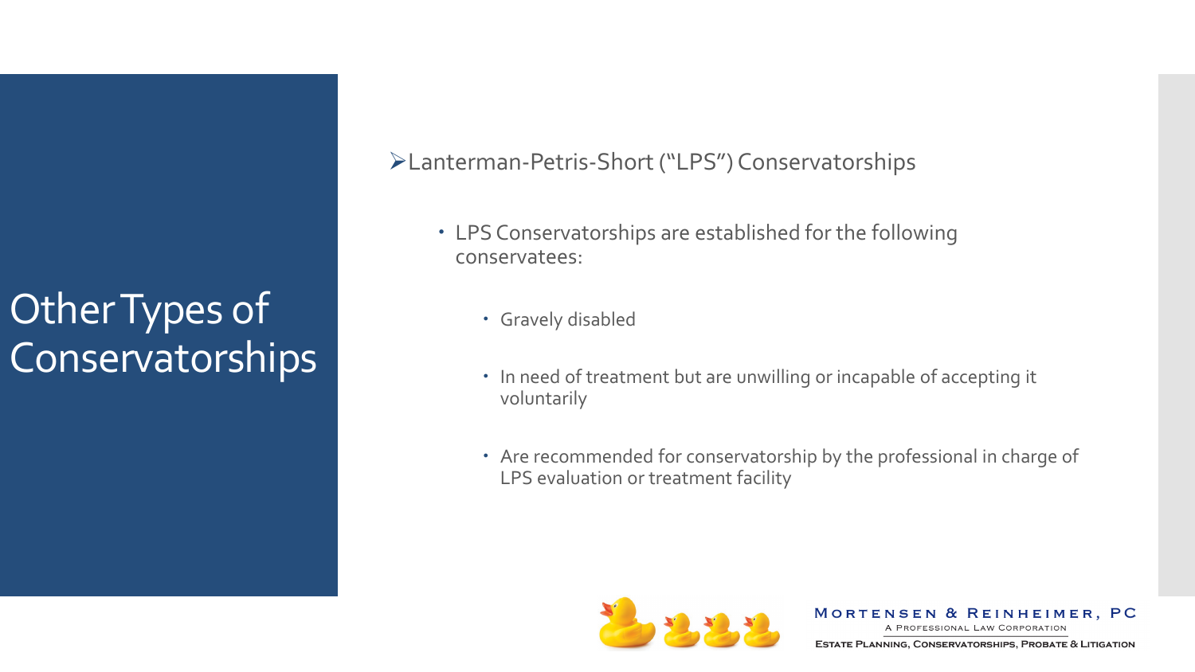# Other Types of Conservatorships

- Lanterman-Petris-Short ("LPS") Conservatorships
  - LPS Conservatorships are established for the following conservatees:
    - Gravely disabled
    - In need of treatment but are unwilling or incapable of accepting it voluntarily
    - Are recommended for conservatorship by the professional in charge of LPS evaluation or treatment facility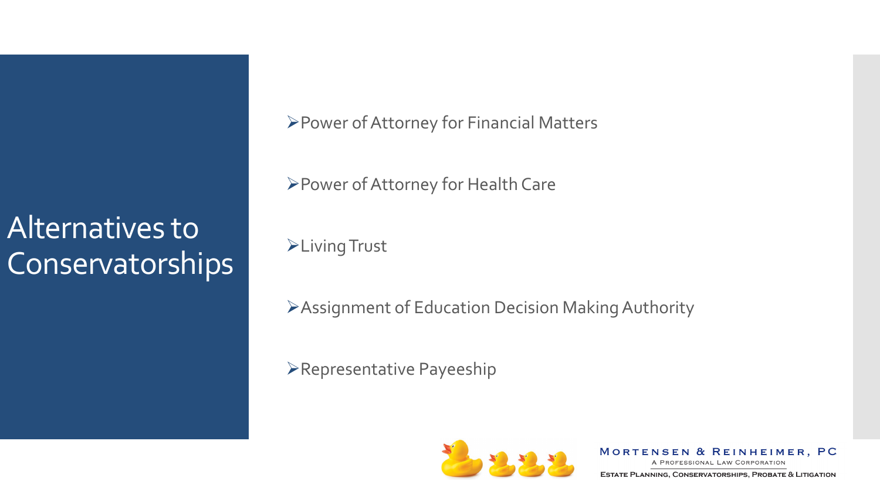# Alternatives to Conservatorships

- Power of Attorney for Financial Matters
- Power of Attorney for Health Care
- Living Trust
- Assignment of Education Decision Making Authority
- Representative Payeeship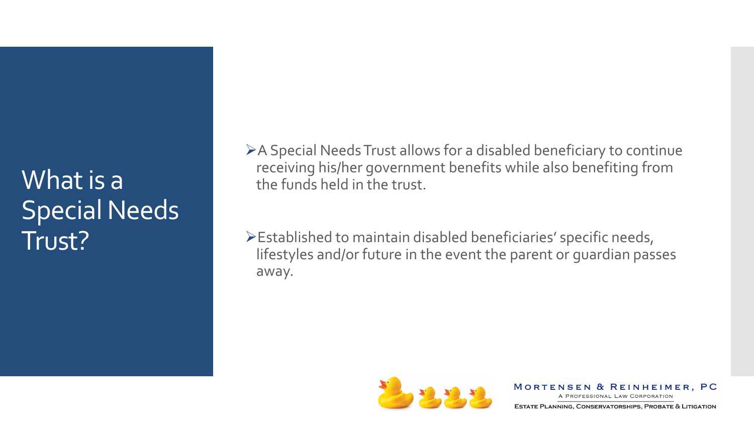# What is a Special Needs Trust?

- A Special Needs Trust allows for a disabled beneficiary to continue receiving his/her government benefits while also benefiting from the funds held in the trust.
- Established to maintain disabled beneficiaries' specific needs, lifestyles and/or future in the event the parent or guardian passes away.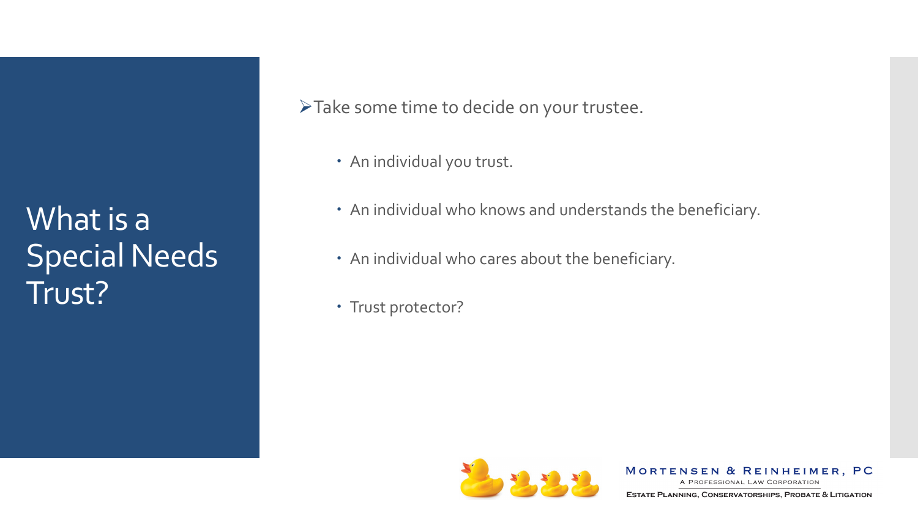# What is a Special Needs Trust?

- Take some time to decide on your trustee.
  - An individual you trust.
  - An individual who knows and understands the beneficiary.
  - An individual who cares about the beneficiary.
  - Trust protector?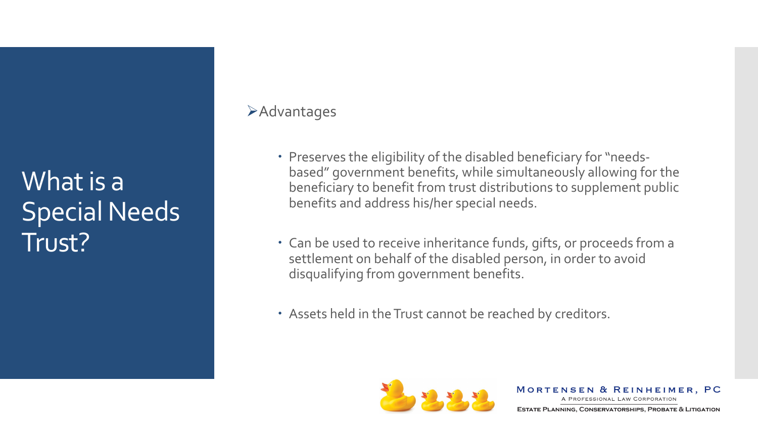# What is a Special Needs Trust?

- Advantages
  - Preserves the eligibility of the disabled beneficiary for "needs-based" government benefits, while simultaneously allowing for the beneficiary to benefit from trust distributions to supplement public benefits and address his/her special needs.
  - Can be used to receive inheritance funds, gifts, or proceeds from a settlement on behalf of the disabled person, in order to avoid disqualifying from government benefits.
  - Assets held in the Trust cannot be reached by creditors.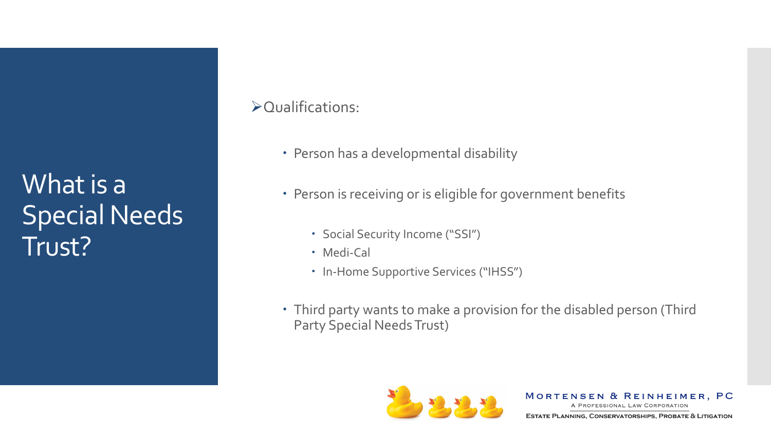# What is a Special Needs Trust?

- Qualifications:
  - Person has a developmental disability
  - Person is receiving or is eligible for government benefits
    - Social Security Income ("SSI")
    - Medi-Cal
    - In-Home Supportive Services ("IHSS")
  - Third party wants to make a provision for the disabled person (Third Party Special Needs Trust)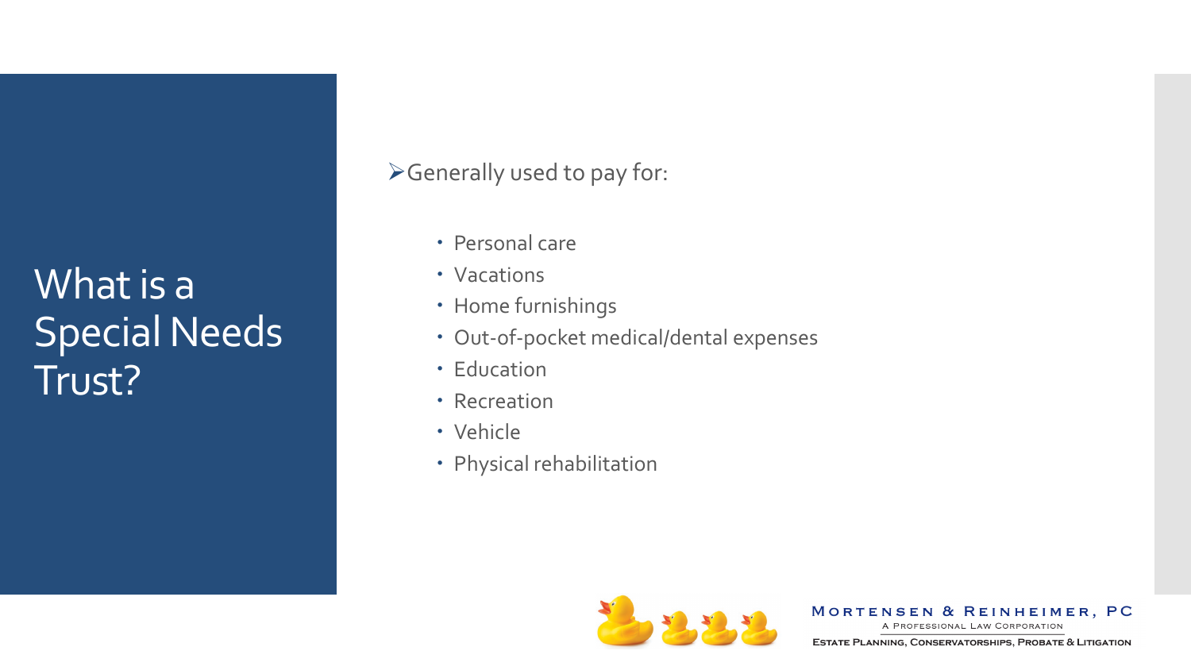# What is a Special Needs Trust?

- Generally used to pay for:
  - Personal care
  - Vacations
  - Home furnishings
  - Out-of-pocket medical/dental expenses
  - Education
  - Recreation
  - Vehicle
  - Physical rehabilitation

MORTENSEN & REINHEIMER, PC
A PROFESSIONAL LAW CORPORATION
ESTATE PLANNING, CONSERVATORSHIPS, PROBATE & LITIGATION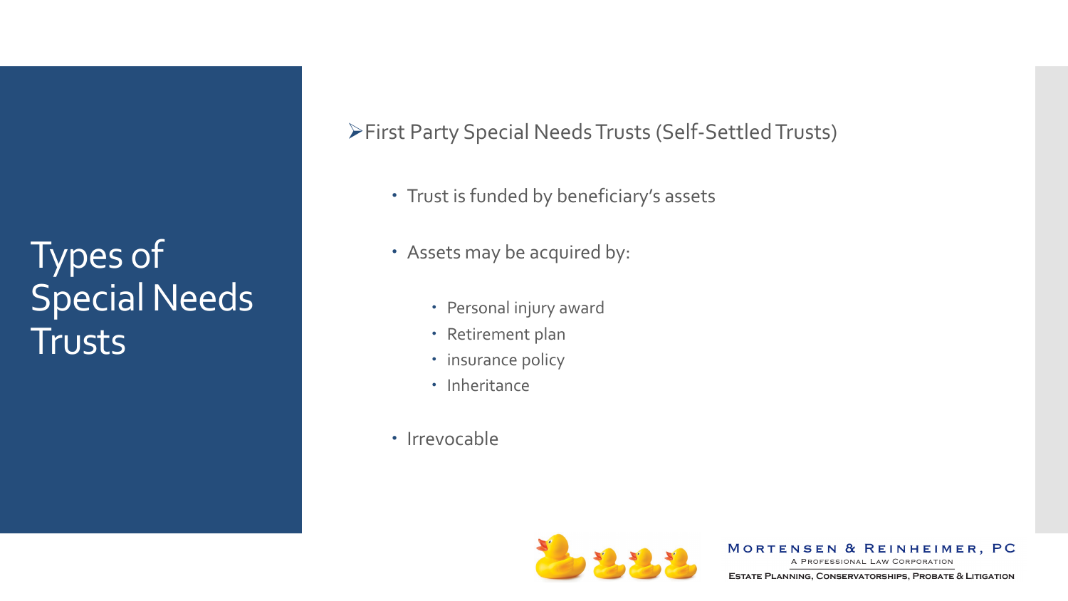# Types of Special Needs Trusts

- First Party Special Needs Trusts (Self-Settled Trusts)
  - Trust is funded by beneficiary's assets
  - Assets may be acquired by:
    - Personal injury award
    - Retirement plan
    - insurance policy
    - Inheritance
  - Irrevocable

Mortensen & Reinheimer, PC
A Professional Law Corporation
Estate Planning, Conservatorships, Probate & Litigation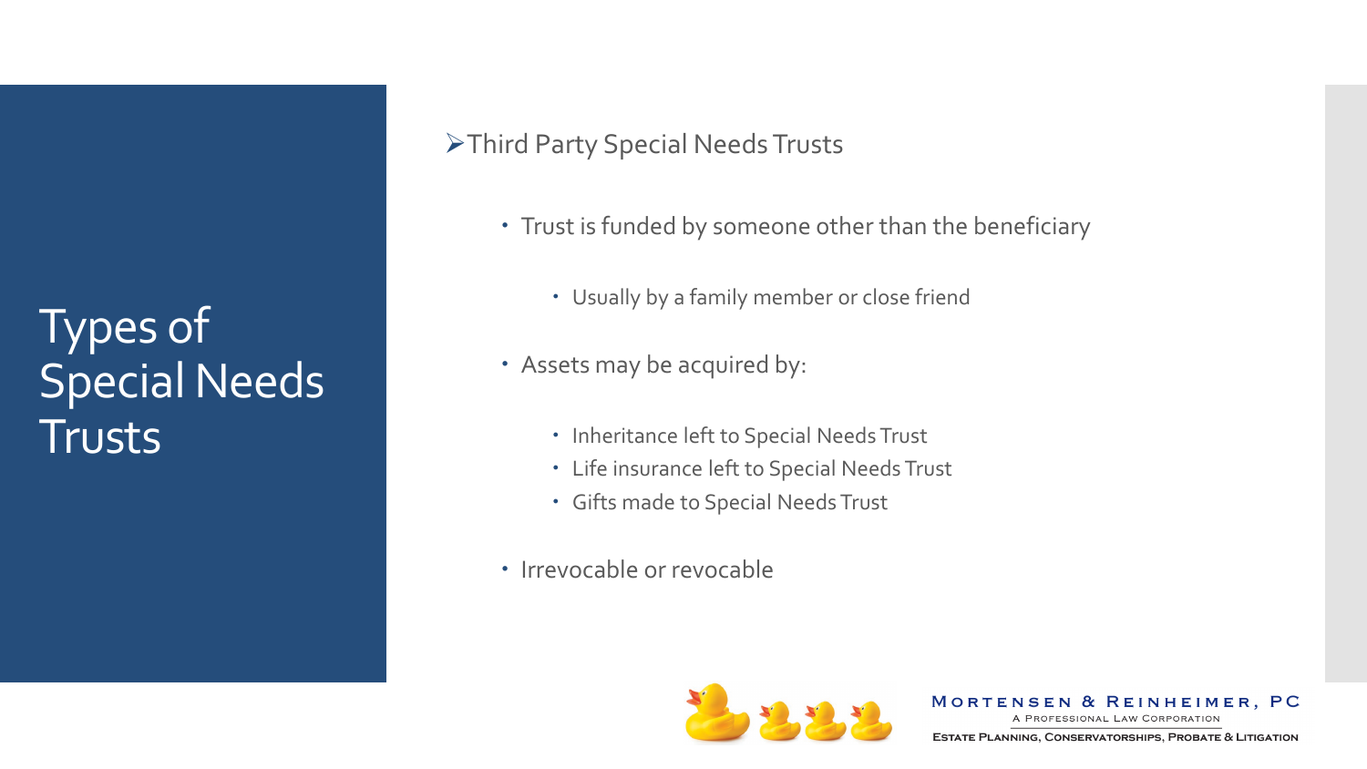# Types of Special Needs Trusts

- Third Party Special Needs Trusts
  - Trust is funded by someone other than the beneficiary
    - Usually by a family member or close friend
  - Assets may be acquired by:
    - Inheritance left to Special Needs Trust
    - Life insurance left to Special Needs Trust
    - Gifts made to Special Needs Trust
  - Irrevocable or revocable

Mortensen & Reinheimer, PC
A Professional Law Corporation
Estate Planning, Conservatorships, Probate & Litigation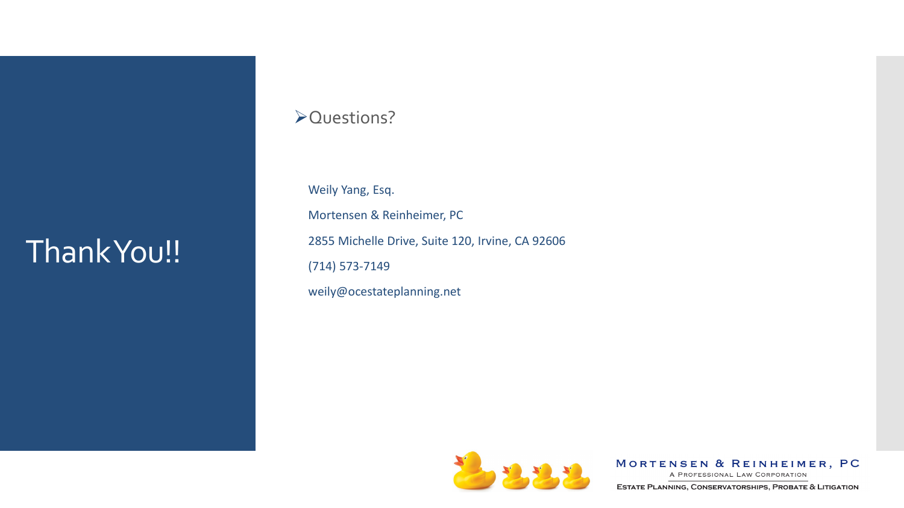# Thank You!!

- Questions?

Weily Yang, Esq.

Mortensen & Reinheimer, PC

2855 Michelle Drive, Suite 120, Irvine, CA 92606

(714) 573-7149

weily@ocestateplanning.net

MORTENSEN & REINHEIMER, PC
A PROFESSIONAL LAW CORPORATION
ESTATE PLANNING, CONSERVATORSHIPS, PROBATE & LITIGATION